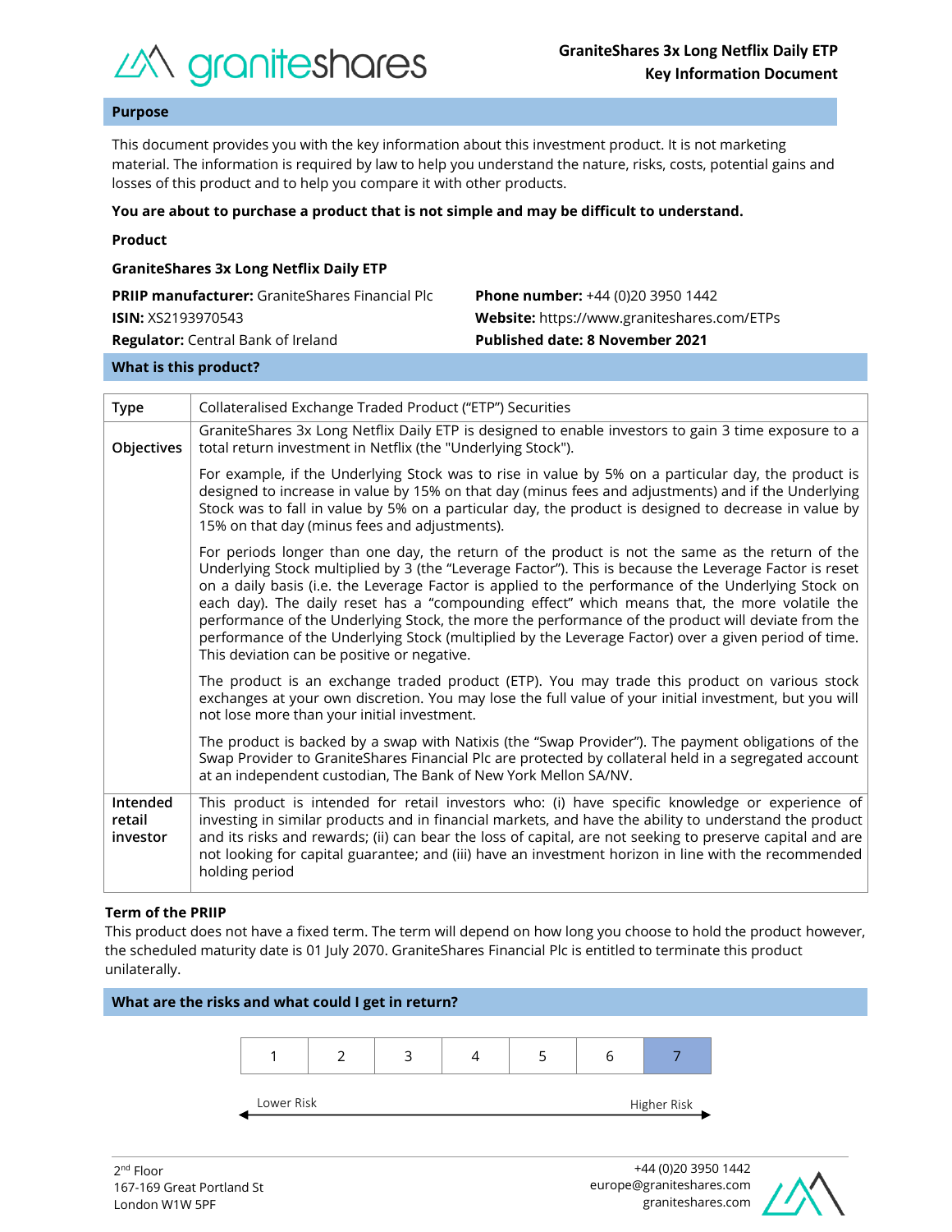**GraniteShares 3x Long Netflix Daily ETP**
**Key Information Document**

## Purpose

This document provides you with the key information about this investment product. It is not marketing material. The information is required by law to help you understand the nature, risks, costs, potential gains and losses of this product and to help you compare it with other products.

**You are about to purchase a product that is not simple and may be difficult to understand.**

**Product**

**GraniteShares 3x Long Netflix Daily ETP**

**PRIIP manufacturer:** GraniteShares Financial Plc
**ISIN:** XS2193970543
**Regulator:** Central Bank of Ireland

**Phone number:** +44 (0)20 3950 1442
**Website:** https://www.graniteshares.com/ETPs
**Published date: 8 November 2021**

## What is this product?

| | |
|---|---|
| **Type** | Collateralised Exchange Traded Product ("ETP") Securities |
| **Objectives** | GraniteShares 3x Long Netflix Daily ETP is designed to enable investors to gain 3 time exposure to a total return investment in Netflix (the "Underlying Stock").<br><br>For example, if the Underlying Stock was to rise in value by 5% on a particular day, the product is designed to increase in value by 15% on that day (minus fees and adjustments) and if the Underlying Stock was to fall in value by 5% on a particular day, the product is designed to decrease in value by 15% on that day (minus fees and adjustments).<br><br>For periods longer than one day, the return of the product is not the same as the return of the Underlying Stock multiplied by 3 (the "Leverage Factor"). This is because the Leverage Factor is reset on a daily basis (i.e. the Leverage Factor is applied to the performance of the Underlying Stock on each day). The daily reset has a "compounding effect" which means that, the more volatile the performance of the Underlying Stock, the more the performance of the product will deviate from the performance of the Underlying Stock (multiplied by the Leverage Factor) over a given period of time. This deviation can be positive or negative.<br><br>The product is an exchange traded product (ETP). You may trade this product on various stock exchanges at your own discretion. You may lose the full value of your initial investment, but you will not lose more than your initial investment.<br><br>The product is backed by a swap with Natixis (the "Swap Provider"). The payment obligations of the Swap Provider to GraniteShares Financial Plc are protected by collateral held in a segregated account at an independent custodian, The Bank of New York Mellon SA/NV. |
| **Intended retail investor** | This product is intended for retail investors who: (i) have specific knowledge or experience of investing in similar products and in financial markets, and have the ability to understand the product and its risks and rewards; (ii) can bear the loss of capital, are not seeking to preserve capital and are not looking for capital guarantee; and (iii) have an investment horizon in line with the recommended holding period |

**Term of the PRIIP**

This product does not have a fixed term. The term will depend on how long you choose to hold the product however, the scheduled maturity date is 01 July 2070. GraniteShares Financial Plc is entitled to terminate this product unilaterally.

## What are the risks and what could I get in return?

| 1 | 2 | 3 | 4 | 5 | 6 | **7** |
|---|---|---|---|---|---|---|

Lower Risk ← → Higher Risk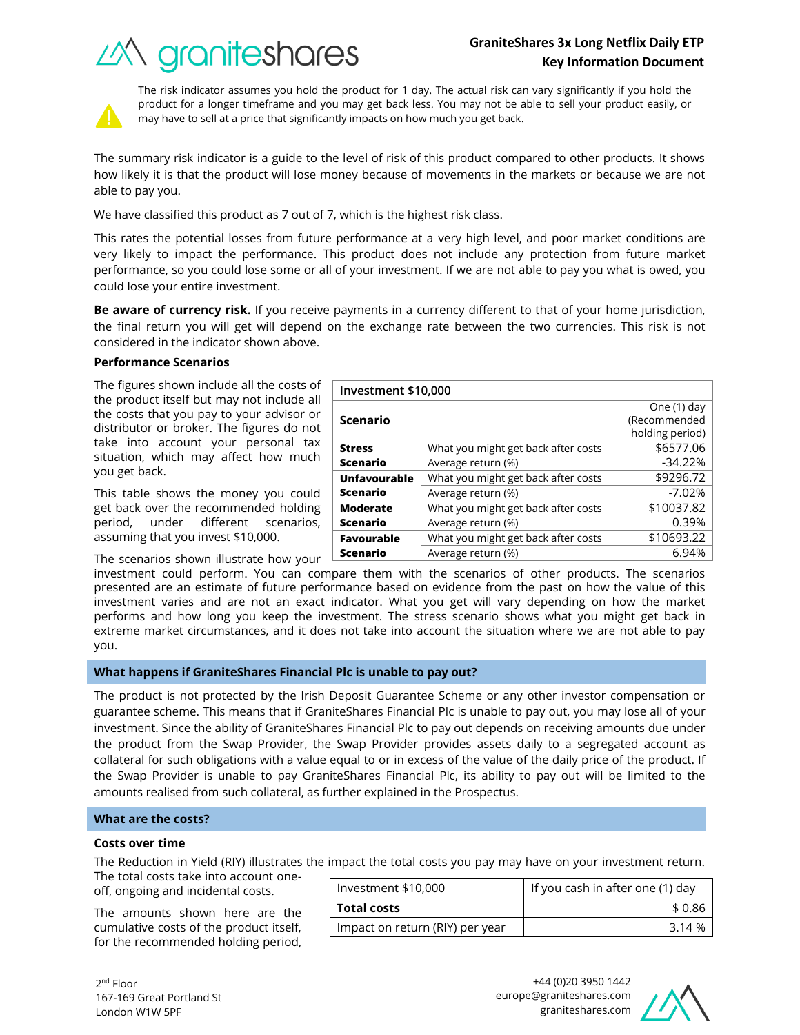The risk indicator assumes you hold the product for 1 day. The actual risk can vary significantly if you hold the product for a longer timeframe and you may get back less. You may not be able to sell your product easily, or may have to sell at a price that significantly impacts on how much you get back.

The summary risk indicator is a guide to the level of risk of this product compared to other products. It shows how likely it is that the product will lose money because of movements in the markets or because we are not able to pay you.

We have classified this product as 7 out of 7, which is the highest risk class.

This rates the potential losses from future performance at a very high level, and poor market conditions are very likely to impact the performance. This product does not include any protection from future market performance, so you could lose some or all of your investment. If we are not able to pay you what is owed, you could lose your entire investment.

**Be aware of currency risk.** If you receive payments in a currency different to that of your home jurisdiction, the final return you will get will depend on the exchange rate between the two currencies. This risk is not considered in the indicator shown above.

### Performance Scenarios

The figures shown include all the costs of the product itself but may not include all the costs that you pay to your advisor or distributor or broker. The figures do not take into account your personal tax situation, which may affect how much you get back.

This table shows the money you could get back over the recommended holding period, under different scenarios, assuming that you invest $10,000.

| Investment $10,000 | | |
|---|---|---|
| **Scenario** | | One (1) day (Recommended holding period) |
| **Stress Scenario** | What you might get back after costs | $6577.06 |
| | Average return (%) | -34.22% |
| **Unfavourable Scenario** | What you might get back after costs | $9296.72 |
| | Average return (%) | -7.02% |
| **Moderate Scenario** | What you might get back after costs | $10037.82 |
| | Average return (%) | 0.39% |
| **Favourable Scenario** | What you might get back after costs | $10693.22 |
| | Average return (%) | 6.94% |

The scenarios shown illustrate how your investment could perform. You can compare them with the scenarios of other products. The scenarios presented are an estimate of future performance based on evidence from the past on how the value of this investment varies and are not an exact indicator. What you get will vary depending on how the market performs and how long you keep the investment. The stress scenario shows what you might get back in extreme market circumstances, and it does not take into account the situation where we are not able to pay you.

## What happens if GraniteShares Financial Plc is unable to pay out?

The product is not protected by the Irish Deposit Guarantee Scheme or any other investor compensation or guarantee scheme. This means that if GraniteShares Financial Plc is unable to pay out, you may lose all of your investment. Since the ability of GraniteShares Financial Plc to pay out depends on receiving amounts due under the product from the Swap Provider, the Swap Provider provides assets daily to a segregated account as collateral for such obligations with a value equal to or in excess of the value of the daily price of the product. If the Swap Provider is unable to pay GraniteShares Financial Plc, its ability to pay out will be limited to the amounts realised from such collateral, as further explained in the Prospectus.

## What are the costs?

### Costs over time

The Reduction in Yield (RIY) illustrates the impact the total costs you pay may have on your investment return. The total costs take into account one-off, ongoing and incidental costs.

The amounts shown here are the cumulative costs of the product itself, for the recommended holding period,

| Investment $10,000 | If you cash in after one (1) day |
|---|---|
| **Total costs** | $ 0.86 |
| Impact on return (RIY) per year | 3.14 % |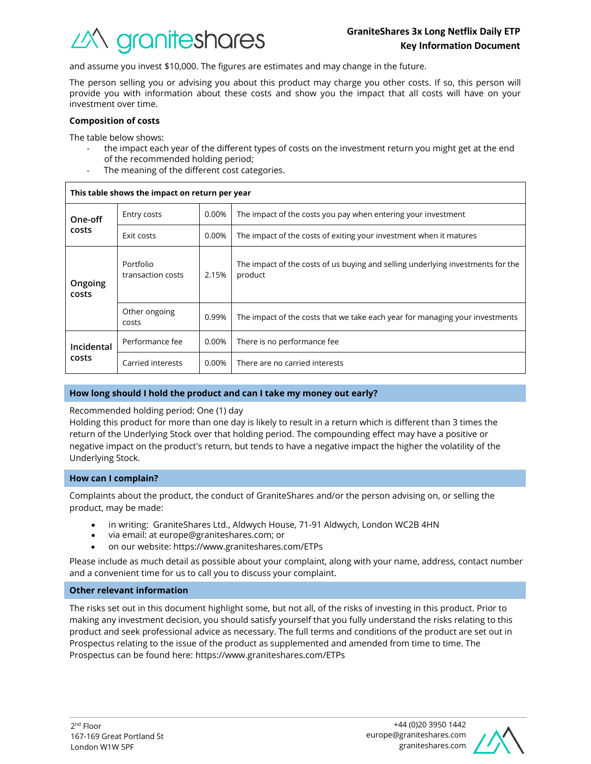and assume you invest $10,000. The figures are estimates and may change in the future.

The person selling you or advising you about this product may charge you other costs. If so, this person will provide you with information about these costs and show you the impact that all costs will have on your investment over time.

**Composition of costs**

The table below shows:

- the impact each year of the different types of costs on the investment return you might get at the end of the recommended holding period;
- The meaning of the different cost categories.

| This table shows the impact on return per year | | | |
|---|---|---|---|
| One-off costs | Entry costs | 0.00% | The impact of the costs you pay when entering your investment |
| | Exit costs | 0.00% | The impact of the costs of exiting your investment when it matures |
| Ongoing costs | Portfolio transaction costs | 2.15% | The impact of the costs of us buying and selling underlying investments for the product |
| | Other ongoing costs | 0.99% | The impact of the costs that we take each year for managing your investments |
| Incidental costs | Performance fee | 0.00% | There is no performance fee |
| | Carried interests | 0.00% | There are no carried interests |

## How long should I hold the product and can I take my money out early?

Recommended holding period: One (1) day

Holding this product for more than one day is likely to result in a return which is different than 3 times the return of the Underlying Stock over that holding period. The compounding effect may have a positive or negative impact on the product's return, but tends to have a negative impact the higher the volatility of the Underlying Stock.

## How can I complain?

Complaints about the product, the conduct of GraniteShares and/or the person advising on, or selling the product, may be made:

- in writing: GraniteShares Ltd., Aldwych House, 71-91 Aldwych, London WC2B 4HN
- via email: at europe@graniteshares.com; or
- on our website: https://www.graniteshares.com/ETPs

Please include as much detail as possible about your complaint, along with your name, address, contact number and a convenient time for us to call you to discuss your complaint.

## Other relevant information

The risks set out in this document highlight some, but not all, of the risks of investing in this product. Prior to making any investment decision, you should satisfy yourself that you fully understand the risks relating to this product and seek professional advice as necessary. The full terms and conditions of the product are set out in Prospectus relating to the issue of the product as supplemented and amended from time to time. The Prospectus can be found here: https://www.graniteshares.com/ETPs